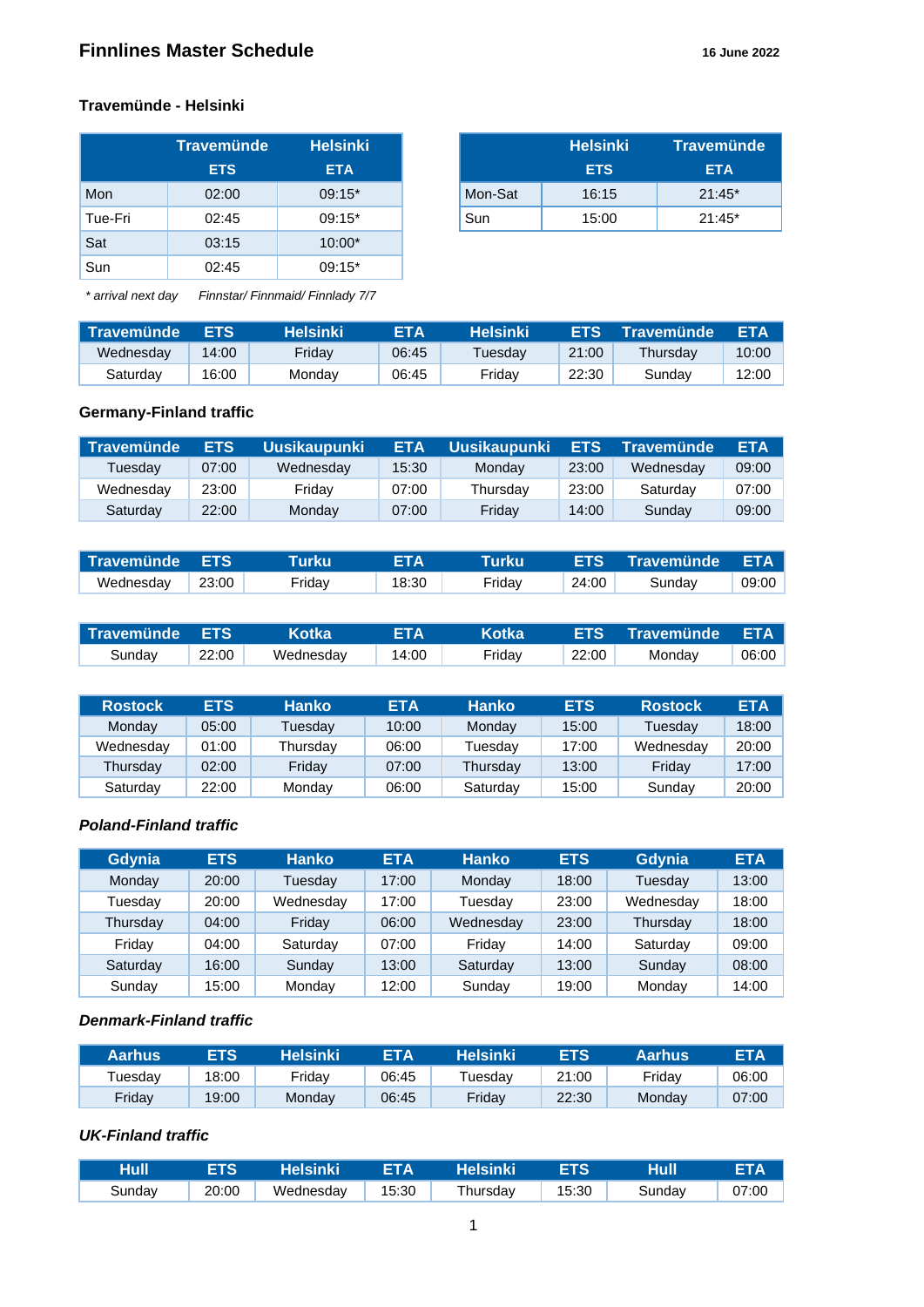# Finnlines Master Schedule

16 June 2022

## Travemünde - Helsinki

| | Travemünde | Helsinki |
|---|---|---|
| | ETS | ETA |
| Mon | 02:00 | 09:15* |
| Tue-Fri | 02:45 | 09:15* |
| Sat | 03:15 | 10:00* |
| Sun | 02:45 | 09:15* |

| | Helsinki | Travemünde |
|---|---|---|
| | ETS | ETA |
| Mon-Sat | 16:15 | 21:45* |
| Sun | 15:00 | 21:45* |

*\* arrival next day*     *Finnstar/ Finnmaid/ Finnlady 7/7*

| Travemünde | ETS | Helsinki | ETA | Helsinki | ETS | Travemünde | ETA |
|---|---|---|---|---|---|---|---|
| Wednesday | 14:00 | Friday | 06:45 | Tuesday | 21:00 | Thursday | 10:00 |
| Saturday | 16:00 | Monday | 06:45 | Friday | 22:30 | Sunday | 12:00 |

## Germany-Finland traffic

| Travemünde | ETS | Uusikaupunki | ETA | Uusikaupunki | ETS | Travemünde | ETA |
|---|---|---|---|---|---|---|---|
| Tuesday | 07:00 | Wednesday | 15:30 | Monday | 23:00 | Wednesday | 09:00 |
| Wednesday | 23:00 | Friday | 07:00 | Thursday | 23:00 | Saturday | 07:00 |
| Saturday | 22:00 | Monday | 07:00 | Friday | 14:00 | Sunday | 09:00 |

| Travemünde | ETS | Turku | ETA | Turku | ETS | Travemünde | ETA |
|---|---|---|---|---|---|---|---|
| Wednesday | 23:00 | Friday | 18:30 | Friday | 24:00 | Sunday | 09:00 |

| Travemünde | ETS | Kotka | ETA | Kotka | ETS | Travemünde | ETA |
|---|---|---|---|---|---|---|---|
| Sunday | 22:00 | Wednesday | 14:00 | Friday | 22:00 | Monday | 06:00 |

| Rostock | ETS | Hanko | ETA | Hanko | ETS | Rostock | ETA |
|---|---|---|---|---|---|---|---|
| Monday | 05:00 | Tuesday | 10:00 | Monday | 15:00 | Tuesday | 18:00 |
| Wednesday | 01:00 | Thursday | 06:00 | Tuesday | 17:00 | Wednesday | 20:00 |
| Thursday | 02:00 | Friday | 07:00 | Thursday | 13:00 | Friday | 17:00 |
| Saturday | 22:00 | Monday | 06:00 | Saturday | 15:00 | Sunday | 20:00 |

## *Poland-Finland traffic*

| Gdynia | ETS | Hanko | ETA | Hanko | ETS | Gdynia | ETA |
|---|---|---|---|---|---|---|---|
| Monday | 20:00 | Tuesday | 17:00 | Monday | 18:00 | Tuesday | 13:00 |
| Tuesday | 20:00 | Wednesday | 17:00 | Tuesday | 23:00 | Wednesday | 18:00 |
| Thursday | 04:00 | Friday | 06:00 | Wednesday | 23:00 | Thursday | 18:00 |
| Friday | 04:00 | Saturday | 07:00 | Friday | 14:00 | Saturday | 09:00 |
| Saturday | 16:00 | Sunday | 13:00 | Saturday | 13:00 | Sunday | 08:00 |
| Sunday | 15:00 | Monday | 12:00 | Sunday | 19:00 | Monday | 14:00 |

## *Denmark-Finland traffic*

| Aarhus | ETS | Helsinki | ETA | Helsinki | ETS | Aarhus | ETA |
|---|---|---|---|---|---|---|---|
| Tuesday | 18:00 | Friday | 06:45 | Tuesday | 21:00 | Friday | 06:00 |
| Friday | 19:00 | Monday | 06:45 | Friday | 22:30 | Monday | 07:00 |

## *UK-Finland traffic*

| Hull | ETS | Helsinki | ETA | Helsinki | ETS | Hull | ETA |
|---|---|---|---|---|---|---|---|
| Sunday | 20:00 | Wednesday | 15:30 | Thursday | 15:30 | Sunday | 07:00 |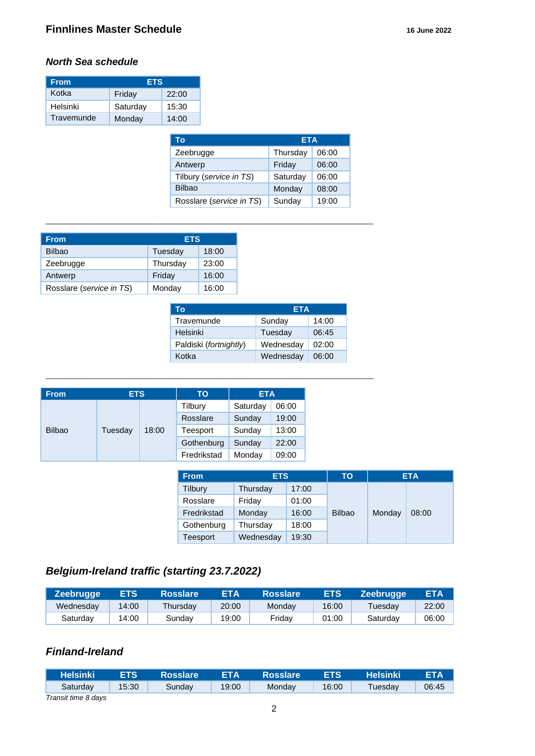**Finnlines Master Schedule** **16 June 2022**

## *North Sea schedule*

| From | ETS | |
|---|---|---|
| Kotka | Friday | 22:00 |
| Helsinki | Saturday | 15:30 |
| Travemunde | Monday | 14:00 |

| To | ETA | |
|---|---|---|
| Zeebrugge | Thursday | 06:00 |
| Antwerp | Friday | 06:00 |
| Tilbury (*service in TS*) | Saturday | 06:00 |
| Bilbao | Monday | 08:00 |
| Rosslare (*service in TS*) | Sunday | 19:00 |

---

| From | ETS | |
|---|---|---|
| Bilbao | Tuesday | 18:00 |
| Zeebrugge | Thursday | 23:00 |
| Antwerp | Friday | 16:00 |
| Rosslare (*service in TS*) | Monday | 16:00 |

| To | ETA | |
|---|---|---|
| Travemunde | Sunday | 14:00 |
| Helsinki | Tuesday | 06:45 |
| Paldiski (*fortnightly*) | Wednesday | 02:00 |
| Kotka | Wednesday | 06:00 |

---

| From | ETS | | TO | ETA | |
|---|---|---|---|---|---|
| Bilbao | Tuesday | 18:00 | Tilbury | Saturday | 06:00 |
| | | | Rosslare | Sunday | 19:00 |
| | | | Teesport | Sunday | 13:00 |
| | | | Gothenburg | Sunday | 22:00 |
| | | | Fredrikstad | Monday | 09:00 |

| From | ETS | | TO | ETA | |
|---|---|---|---|---|---|
| Tilbury | Thursday | 17:00 | Bilbao | Monday | 08:00 |
| Rosslare | Friday | 01:00 | | | |
| Fredrikstad | Monday | 16:00 | | | |
| Gothenburg | Thursday | 18:00 | | | |
| Teesport | Wednesday | 19:30 | | | |

## *Belgium-Ireland traffic (starting 23.7.2022)*

| Zeebrugge | ETS | Rosslare | ETA | Rosslare | ETS | Zeebrugge | ETA |
|---|---|---|---|---|---|---|---|
| Wednesday | 14:00 | Thursday | 20:00 | Monday | 16:00 | Tuesday | 22:00 |
| Saturday | 14:00 | Sunday | 19:00 | Friday | 01:00 | Saturday | 06:00 |

## *Finland-Ireland*

| Helsinki | ETS | Rosslare | ETA | Rosslare | ETS | Helsinki | ETA |
|---|---|---|---|---|---|---|---|
| Saturday | 15:30 | Sunday | 19:00 | Monday | 16:00 | Tuesday | 06:45 |

*Transit time 8 days*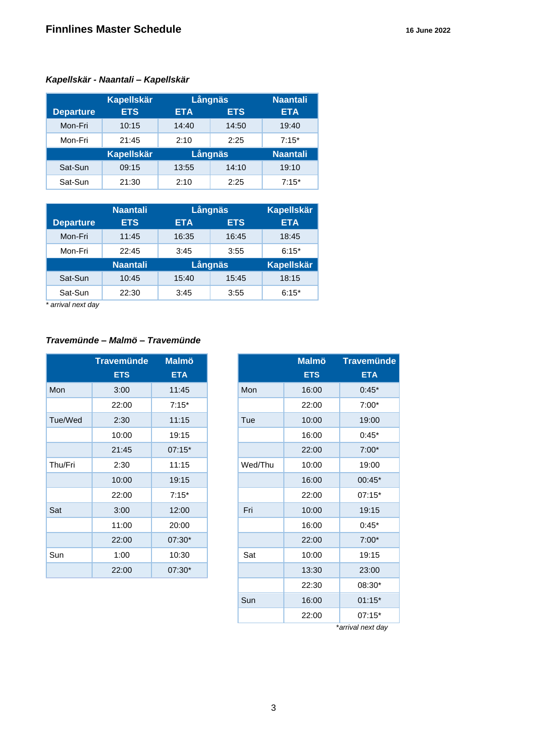## Finnlines Master Schedule

**16 June 2022**

### *Kapellskär - Naantali – Kapellskär*

| Departure | Kapellskär ETS | Långnäs ETA | Långnäs ETS | Naantali ETA |
|---|---|---|---|---|
| Mon-Fri | 10:15 | 14:40 | 14:50 | 19:40 |
| Mon-Fri | 21:45 | 2:10 | 2:25 | 7:15* |
| | **Kapellskär** | **Långnäs** | | **Naantali** |
| Sat-Sun | 09:15 | 13:55 | 14:10 | 19:10 |
| Sat-Sun | 21:30 | 2:10 | 2:25 | 7:15* |

| Departure | Naantali ETS | Långnäs ETA | Långnäs ETS | Kapellskär ETA |
|---|---|---|---|---|
| Mon-Fri | 11:45 | 16:35 | 16:45 | 18:45 |
| Mon-Fri | 22:45 | 3:45 | 3:55 | 6:15* |
| | **Naantali** | **Långnäs** | | **Kapellskär** |
| Sat-Sun | 10:45 | 15:40 | 15:45 | 18:15 |
| Sat-Sun | 22:30 | 3:45 | 3:55 | 6:15* |

*\* arrival next day*

### *Travemünde – Malmö – Travemünde*

| | Travemünde ETS | Malmö ETA |
|---|---|---|
| Mon | 3:00 | 11:45 |
| | 22:00 | 7:15* |
| Tue/Wed | 2:30 | 11:15 |
| | 10:00 | 19:15 |
| | 21:45 | 07:15* |
| Thu/Fri | 2:30 | 11:15 |
| | 10:00 | 19:15 |
| | 22:00 | 7:15* |
| Sat | 3:00 | 12:00 |
| | 11:00 | 20:00 |
| | 22:00 | 07:30* |
| Sun | 1:00 | 10:30 |
| | 22:00 | 07:30* |

| | Malmö ETS | Travemünde ETA |
|---|---|---|
| Mon | 16:00 | 0:45* |
| | 22:00 | 7:00* |
| Tue | 10:00 | 19:00 |
| | 16:00 | 0:45* |
| | 22:00 | 7:00* |
| Wed/Thu | 10:00 | 19:00 |
| | 16:00 | 00:45* |
| | 22:00 | 07:15* |
| Fri | 10:00 | 19:15 |
| | 16:00 | 0:45* |
| | 22:00 | 7:00* |
| Sat | 10:00 | 19:15 |
| | 13:30 | 23:00 |
| | 22:30 | 08:30* |
| Sun | 16:00 | 01:15* |
| | 22:00 | 07:15* |

*\*arrival next day*